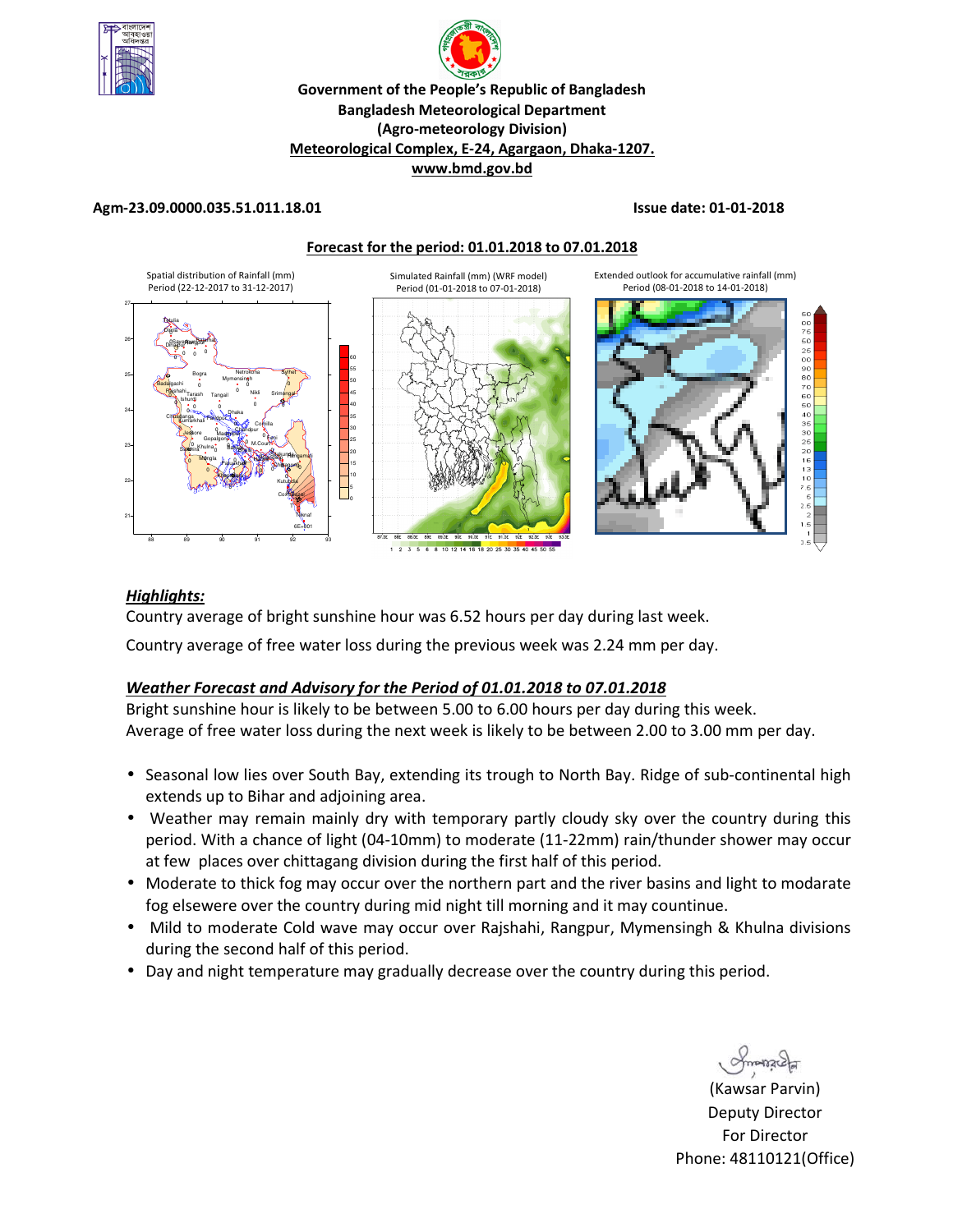**Government of the People's Republic of Bangladesh**
**Bangladesh Meteorological Department**
**(Agro-meteorology Division)**
**Meteorological Complex, E-24, Agargaon, Dhaka-1207.**
**www.bmd.gov.bd**

**Agm-23.09.0000.035.51.011.18.01** **Issue date: 01-01-2018**

**Forecast for the period: 01.01.2018 to 07.01.2018**

Spatial distribution of Rainfall (mm) Period (22-12-2017 to 31-12-2017)

Simulated Rainfall (mm) (WRF model) Period (01-01-2018 to 07-01-2018)

Extended outlook for accumulative rainfall (mm) Period (08-01-2018 to 14-01-2018)

## ***Highlights:***

Country average of bright sunshine hour was 6.52 hours per day during last week.

Country average of free water loss during the previous week was 2.24 mm per day.

## ***Weather Forecast and Advisory for the Period of 01.01.2018 to 07.01.2018***

Bright sunshine hour is likely to be between 5.00 to 6.00 hours per day during this week.
Average of free water loss during the next week is likely to be between 2.00 to 3.00 mm per day.

- Seasonal low lies over South Bay, extending its trough to North Bay. Ridge of sub-continental high extends up to Bihar and adjoining area.
- Weather may remain mainly dry with temporary partly cloudy sky over the country during this period. With a chance of light (04-10mm) to moderate (11-22mm) rain/thunder shower may occur at few places over chittagang division during the first half of this period.
- Moderate to thick fog may occur over the northern part and the river basins and light to modarate fog elsewere over the country during mid night till morning and it may countinue.
- Mild to moderate Cold wave may occur over Rajshahi, Rangpur, Mymensingh & Khulna divisions during the second half of this period.
- Day and night temperature may gradually decrease over the country during this period.

(Kawsar Parvin)
Deputy Director
For Director
Phone: 48110121(Office)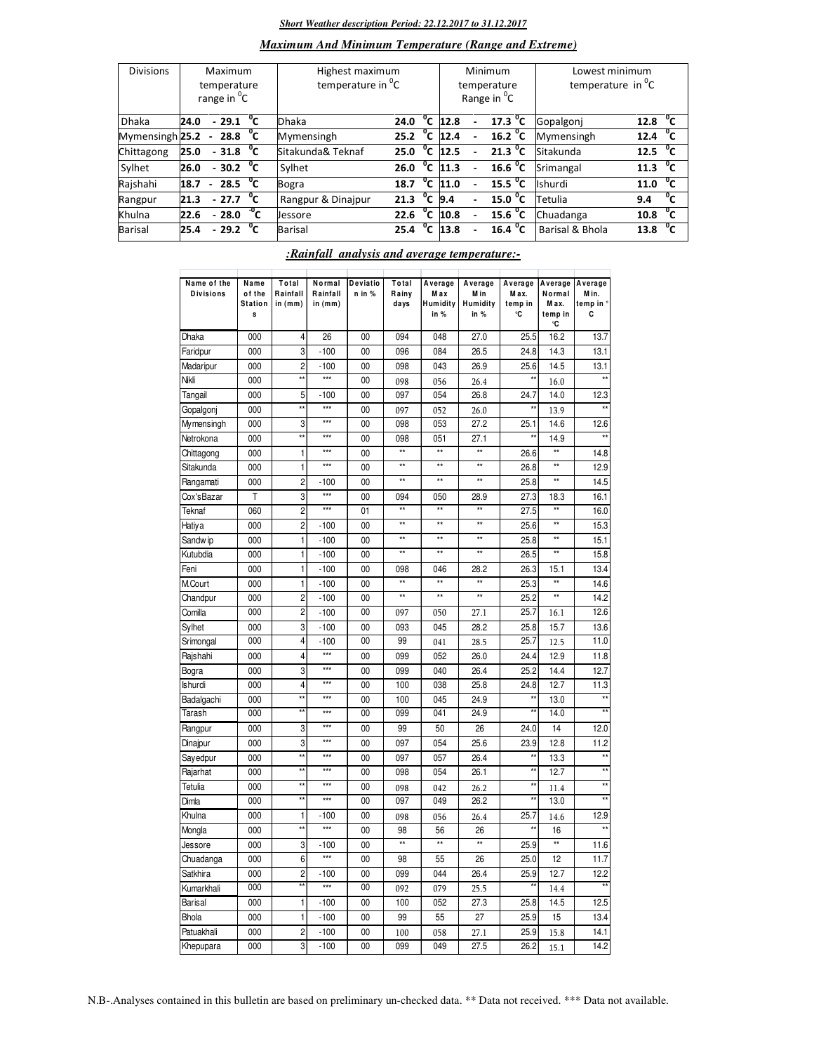*Short Weather description Period: 22.12.2017 to 31.12.2017*

### *Maximum And Minimum Temperature (Range and Extreme)*

| Divisions | Maximum temperature range in $^0$C | Highest maximum temperature in $^0$C | | Minimum temperature Range in $^0$C | Lowest minimum temperature in $^0$C | |
|---|---|---|---|---|---|---|
| Dhaka | 24.0 - 29.1 $^0$C | Dhaka | 24.0 $^0$C | 12.8 - 17.3 $^0$C | Gopalgonj | 12.8 $^0$C |
| Mymensingh | 25.2 - 28.8 $^0$C | Mymensingh | 25.2 $^0$C | 12.4 - 16.2 $^0$C | Mymensingh | 12.4 $^0$C |
| Chittagong | 25.0 - 31.8 $^0$C | Sitakunda& Teknaf | 25.0 $^0$C | 12.5 - 21.3 $^0$C | Sitakunda | 12.5 $^0$C |
| Sylhet | 26.0 - 30.2 $^0$C | Sylhet | 26.0 $^0$C | 11.3 - 16.6 $^0$C | Srimangal | 11.3 $^0$C |
| Rajshahi | 18.7 - 28.5 $^0$C | Bogra | 18.7 $^0$C | 11.0 - 15.5 $^0$C | Ishurdi | 11.0 $^0$C |
| Rangpur | 21.3 - 27.7 $^0$C | Rangpur & Dinajpur | 21.3 $^0$C | 9.4 - 15.0 $^0$C | Tetulia | 9.4 $^0$C |
| Khulna | 22.6 - 28.0 $^0$C | Jessore | 22.6 $^0$C | 10.8 - 15.6 $^0$C | Chuadanga | 10.8 $^0$C |
| Barisal | 25.4 - 29.2 $^0$C | Barisal | 25.4 $^0$C | 13.8 - 16.4 $^0$C | Barisal & Bhola | 13.8 $^0$C |

### *:Rainfall analysis and average temperature:-*

| Name of the Divisions | Name of the Stations | Total Rainfall in (mm) | Normal Rainfall in (mm) | Deviation in % | Total Rainy days | Average Max Humidity in % | Average Min Humidity in % | Average Max. temp in °C | Average Normal Max. temp in °C | Average Min. temp in °C |
|---|---|---|---|---|---|---|---|---|---|---|
| Dhaka | 000 | 4 | 26 | 00 | 094 | 048 | 27.0 | 25.5 | 16.2 | 13.7 |
| Faridpur | 000 | 3 | -100 | 00 | 096 | 084 | 26.5 | 24.8 | 14.3 | 13.1 |
| Madaripur | 000 | 2 | -100 | 00 | 098 | 043 | 26.9 | 25.6 | 14.5 | 13.1 |
| Nikli | 000 | ** | *** | 00 | 098 | 056 | 26.4 | ** | 16.0 | ** |
| Tangail | 000 | 5 | -100 | 00 | 097 | 054 | 26.8 | 24.7 | 14.0 | 12.3 |
| Gopalgonj | 000 | ** | *** | 00 | 097 | 052 | 26.0 | ** | 13.9 | ** |
| Mymensingh | 000 | 3 | *** | 00 | 098 | 053 | 27.2 | 25.1 | 14.6 | 12.6 |
| Netrokona | 000 | ** | *** | 00 | 098 | 051 | 27.1 | ** | 14.9 | ** |
| Chittagong | 000 | 1 | *** | 00 | ** | ** | ** | 26.6 | ** | 14.8 |
| Sitakunda | 000 | 1 | *** | 00 | ** | ** | ** | 26.8 | ** | 12.9 |
| Rangamati | 000 | 2 | -100 | 00 | ** | ** | ** | 25.8 | ** | 14.5 |
| Cox'sBazar | T | 3 | *** | 00 | 094 | 050 | 28.9 | 27.3 | 18.3 | 16.1 |
| Teknaf | 060 | 2 | *** | 01 | ** | ** | ** | 27.5 | ** | 16.0 |
| Hatiya | 000 | 2 | -100 | 00 | ** | ** | ** | 25.6 | ** | 15.3 |
| Sandwip | 000 | 1 | -100 | 00 | ** | ** | ** | 25.8 | ** | 15.1 |
| Kutubdia | 000 | 1 | -100 | 00 | ** | ** | ** | 26.5 | ** | 15.8 |
| Feni | 000 | 1 | -100 | 00 | 098 | 046 | 28.2 | 26.3 | 15.1 | 13.4 |
| M.Court | 000 | 1 | -100 | 00 | ** | ** | ** | 25.3 | ** | 14.6 |
| Chandpur | 000 | 2 | -100 | 00 | ** | ** | ** | 25.2 | ** | 14.2 |
| Comilla | 000 | 2 | -100 | 00 | 097 | 050 | 27.1 | 25.7 | 16.1 | 12.6 |
| Sylhet | 000 | 3 | -100 | 00 | 093 | 045 | 28.2 | 25.8 | 15.7 | 13.6 |
| Srimongal | 000 | 4 | -100 | 00 | 99 | 041 | 28.5 | 25.7 | 12.5 | 11.0 |
| Rajshahi | 000 | 4 | *** | 00 | 099 | 052 | 26.0 | 24.4 | 12.9 | 11.8 |
| Bogra | 000 | 3 | *** | 00 | 099 | 040 | 26.4 | 25.2 | 14.4 | 12.7 |
| Ishurdi | 000 | 4 | *** | 00 | 100 | 038 | 25.8 | 24.8 | 12.7 | 11.3 |
| Badalgachi | 000 | ** | *** | 00 | 100 | 045 | 24.9 | ** | 13.0 | ** |
| Tarash | 000 | ** | *** | 00 | 099 | 041 | 24.9 | ** | 14.0 | ** |
| Rangpur | 000 | 3 | *** | 00 | 99 | 50 | 26 | 24.0 | 14 | 12.0 |
| Dinajpur | 000 | 3 | *** | 00 | 097 | 054 | 25.6 | 23.9 | 12.8 | 11.2 |
| Sayedpur | 000 | ** | *** | 00 | 097 | 057 | 26.4 | ** | 13.3 | ** |
| Rajarhat | 000 | ** | *** | 00 | 098 | 054 | 26.1 | ** | 12.7 | ** |
| Tetulia | 000 | ** | *** | 00 | 098 | 042 | 26.2 | ** | 11.4 | ** |
| Dimla | 000 | ** | *** | 00 | 097 | 049 | 26.2 | ** | 13.0 | ** |
| Khulna | 000 | 1 | -100 | 00 | 098 | 056 | 26.4 | 25.7 | 14.6 | 12.9 |
| Mongla | 000 | ** | *** | 00 | 98 | 56 | 26 | ** | 16 | ** |
| Jessore | 000 | 3 | -100 | 00 | ** | ** | ** | 25.9 | ** | 11.6 |
| Chuadanga | 000 | 6 | *** | 00 | 98 | 55 | 26 | 25.0 | 12 | 11.7 |
| Satkhira | 000 | 2 | -100 | 00 | 099 | 044 | 26.4 | 25.9 | 12.7 | 12.2 |
| Kumarkhali | 000 | ** | *** | 00 | 092 | 079 | 25.5 | ** | 14.4 | ** |
| Barisal | 000 | 1 | -100 | 00 | 100 | 052 | 27.3 | 25.8 | 14.5 | 12.5 |
| Bhola | 000 | 1 | -100 | 00 | 99 | 55 | 27 | 25.9 | 15 | 13.4 |
| Patuakhali | 000 | 2 | -100 | 00 | 100 | 058 | 27.1 | 25.9 | 15.8 | 14.1 |
| Khepupara | 000 | 3 | -100 | 00 | 099 | 049 | 27.5 | 26.2 | 15.1 | 14.2 |

N.B-.Analyses contained in this bulletin are based on preliminary un-checked data. ** Data not received. *** Data not available.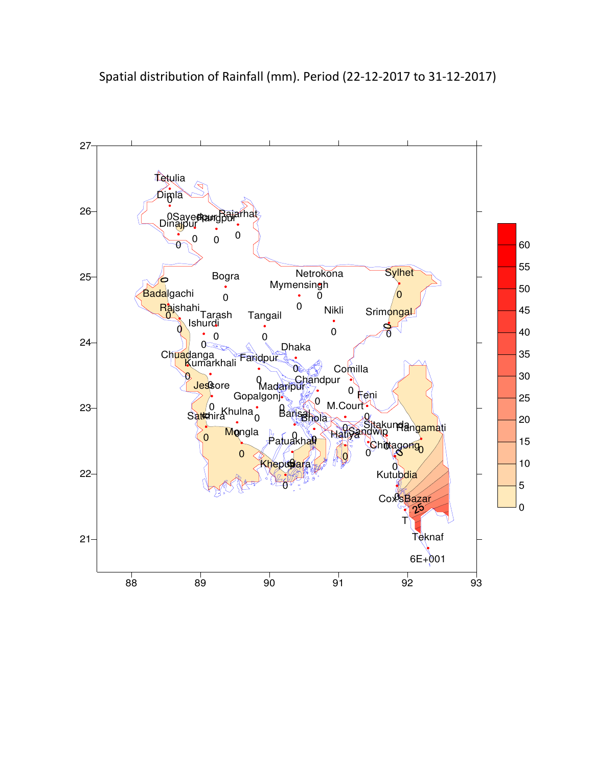Spatial distribution of Rainfall (mm). Period (22-12-2017 to 31-12-2017)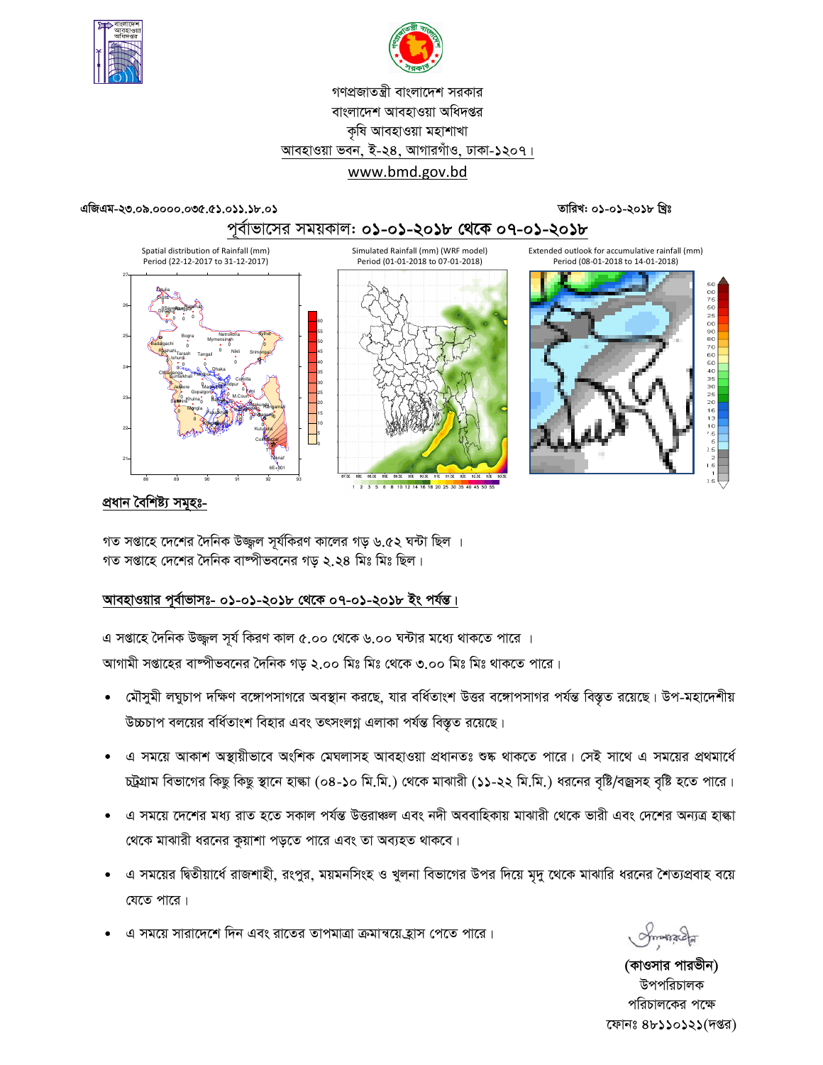গণপ্রজাতন্ত্রী বাংলাদেশ সরকার
বাংলাদেশ আবহাওয়া অধিদপ্তর
কৃষি আবহাওয়া মহাশাখা
আবহাওয়া ভবন, ই-২৪, আগারগাঁও, ঢাকা-১২০৭।
www.bmd.gov.bd

এজিএম-২৩.০৯.০০০০.০৩৫.৫১.০১১.১৮.০১ | তারিখ: ০১-০১-২০১৮ খ্রিঃ

## পূর্বাভাসের সময়কাল: ০১-০১-২০১৮ থেকে ০৭-০১-২০১৮

Spatial distribution of Rainfall (mm) Period (22-12-2017 to 31-12-2017)

Simulated Rainfall (mm) (WRF model) Period (01-01-2018 to 07-01-2018)

Extended outlook for accumulative rainfall (mm) Period (08-01-2018 to 14-01-2018)

### প্রধান বৈশিষ্ট্য সমূহঃ-

গত সপ্তাহে দেশের দৈনিক উজ্জ্বল সূর্যকিরণ কালের গড় ৬.৫২ ঘন্টা ছিল ।
গত সপ্তাহে দেশের দৈনিক বাষ্পীভবনের গড় ২.২৪ মিঃ মিঃ ছিল।

### আবহাওয়ার পূর্বাভাসঃ- ০১-০১-২০১৮ থেকে ০৭-০১-২০১৮ ইং পর্যন্ত।

এ সপ্তাহে দৈনিক উজ্জ্বল সূর্য কিরণ কাল ৫.০০ থেকে ৬.০০ ঘন্টার মধ্যে থাকতে পারে ।
আগামী সপ্তাহের বাষ্পীভবনের দৈনিক গড় ২.০০ মিঃ মিঃ থেকে ৩.০০ মিঃ মিঃ থাকতে পারে।

- মৌসুমী লঘুচাপ দক্ষিণ বঙ্গোপসাগরে অবস্থান করছে, যার বর্ধিতাংশ উত্তর বঙ্গোপসাগর পর্যন্ত বিস্তৃত রয়েছে। উপ-মহাদেশীয় উচ্চচাপ বলয়ের বর্ধিতাংশ বিহার এবং তৎসংলগ্ন এলাকা পর্যন্ত বিস্তৃত রয়েছে।
- এ সময়ে আকাশ অস্থায়ীভাবে অংশিক মেঘলাসহ আবহাওয়া প্রধানতঃ শুষ্ক থাকতে পারে। সেই সাথে এ সময়ের প্রথমার্ধে চট্রগ্রাম বিভাগের কিছু কিছু স্থানে হাল্কা (০৪-১০ মি.মি.) থেকে মাঝারী (১১-২২ মি.মি.) ধরনের বৃষ্টি/বজ্রসহ বৃষ্টি হতে পারে।
- এ সময়ে দেশের মধ্য রাত হতে সকাল পর্যন্ত উত্তরাঞ্চল এবং নদী অববাহিকায় মাঝারী থেকে ভারী এবং দেশের অন্যত্র হাল্কা থেকে মাঝারী ধরনের কুয়াশা পড়তে পারে এবং তা অব্যহত থাকবে।
- এ সময়ের দ্বিতীয়ার্ধে রাজশাহী, রংপুর, ময়মনসিংহ ও খুলনা বিভাগের উপর দিয়ে মৃদু থেকে মাঝারি ধরনের শৈত্যপ্রবাহ বয়ে যেতে পারে।
- এ সময়ে সারাদেশে দিন এবং রাতের তাপমাত্রা ক্রমান্বয়েহ্রাস পেতে পারে।

(কাওসার পারভীন)
উপপরিচালক
পরিচালকের পক্ষে
ফোনঃ ৪৮১১০১২১(দপ্তর)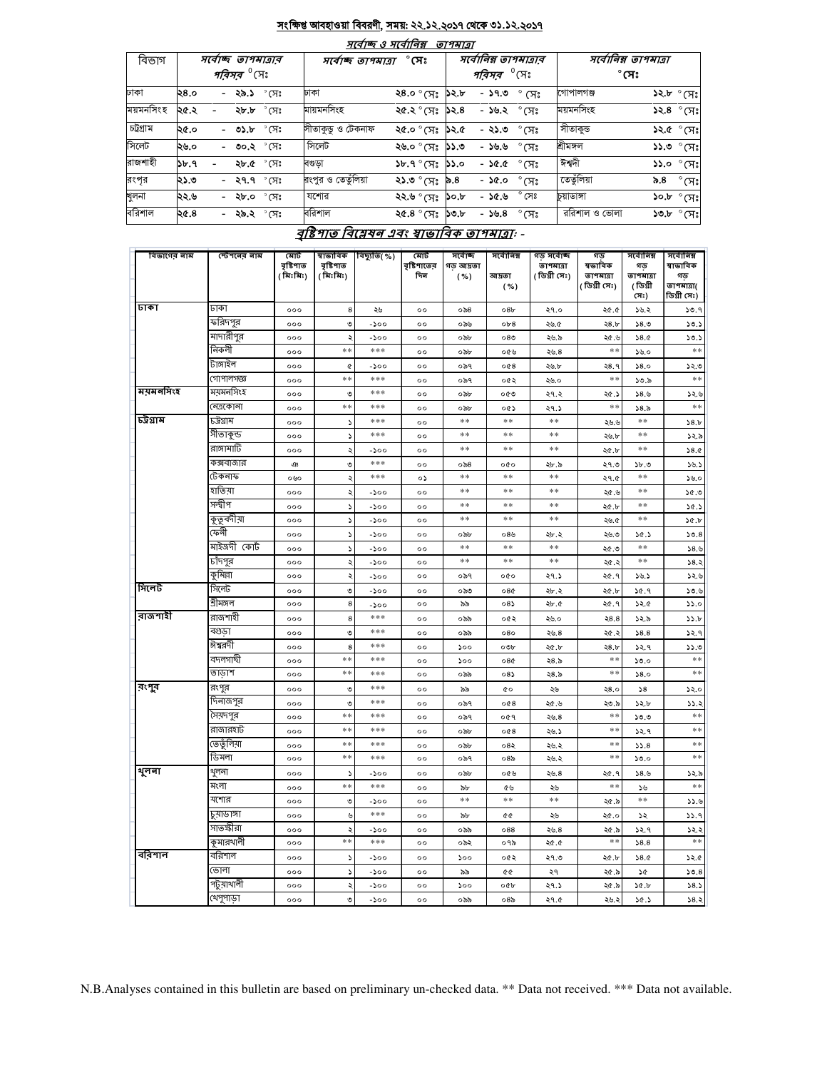## সংক্ষিপ্ত আবহাওয়া বিবরণী, সময়: ২২.১২.২০১৭ থেকে ৩১.১২.২০১৭

### সর্বোচ্চ ও সর্বোনিম্ন তাপমাত্রা

| বিভাগ | সর্বোচ্চ তাপমাত্রার পরিসর °সেঃ | সর্বোচ্চ তাপমাত্রা °সেঃ | | সর্বোনিম্ন তাপমাত্রার পরিসর °সেঃ | সর্বোনিম্ন তাপমাত্রা °সেঃ | |
|---|---|---|---|---|---|---|
| ঢাকা | ২৪.০ - ২৯.১ °সেঃ | ঢাকা | ২৪.০ °সেঃ | ১২.৮ - ১৭.৩ °সেঃ | গোপালগঞ্জ | ১২.৮ °সেঃ |
| ময়মনসিংহ | ২৫.২ - ২৮.৮ °সেঃ | ময়মনসিংহ | ২৫.২ °সেঃ | ১২.৪ - ১৬.২ °সেঃ | ময়মনসিংহ | ১২.৪ °সেঃ |
| চট্টগ্রাম | ২৫.০ - ৩১.৮ °সেঃ | সীতাকুন্ড ও টেকনাফ | ২৫.০ °সেঃ | ১২.৫ - ২১.৩ °সেঃ | সীতাকুন্ড | ১২.৫ °সেঃ |
| সিলেট | ২৬.০ - ৩০.২ °সেঃ | সিলেট | ২৬.০ °সেঃ | ১১.৩ - ১৬.৬ °সেঃ | শ্রীমঙ্গল | ১১.৩ °সেঃ |
| রাজশাহী | ১৮.৭ - ২৮.৫ °সেঃ | বগুড়া | ১৮.৭ °সেঃ | ১১.০ - ১৫.৫ °সেঃ | ঈশ্বর্দী | ১১.০ °সেঃ |
| রংপুর | ২১.৩ - ২৭.৭ °সেঃ | রংপুর ও তেতুঁলিয়া | ২১.৩ °সেঃ | ৯.৪ - ১৫.০ °সেঃ | তেতুঁলিয়া | ৯.৪ °সেঃ |
| খুলনা | ২২.৬ - ২৮.০ °সেঃ | যশোর | ২২.৬ °সেঃ | ১০.৮ - ১৫.৬ °সেঃ | চুয়াডাঙ্গা | ১০.৮ °সেঃ |
| বরিশাল | ২৫.৪ - ২৯.২ °সেঃ | বরিশাল | ২৫.৪ °সেঃ | ১৩.৮ - ১৬.৪ °সেঃ | বরিশাল ও ভোলা | ১৩.৮ °সেঃ |

### বৃষ্টিপাত বিশ্লেষন এবং স্বাভাবিক তাপমাত্রা: -

| বিভাগের নাম | স্টেশনের নাম | মোট বৃষ্টিপাত (মিঃমিঃ) | স্বাভাবিক বৃষ্টিপাত (মিঃমিঃ) | বিচ্যুতি(%) | মোট বৃষ্টিপাতের দিন | সর্বোচ্চ গড় আদ্রতা (%) | সর্বোনিম্ন আদ্রতা (%) | গড় সর্বোচ্চ তাপমাত্রা (ডিগ্রী সেঃ) | গড় স্বাভাবিক তাপমাত্রা (ডিগ্রী সেঃ) | সর্বোনিম্ন গড় তাপমাত্রা (ডিগ্রী সেঃ) | সর্বোনিম্ন স্বাভাবিক গড় তাপমাত্রা (ডিগ্রী সেঃ) |
|---|---|---|---|---|---|---|---|---|---|---|---|
| ঢাকা | ঢাকা | ০০০ | ৪ | ২৬ | ০০ | ০৯৪ | ০৪৮ | ২৭.০ | ২৫.৫ | ১৬.২ | ১৩.৭ |
| | ফরিদপুর | ০০০ | ৩ | -১০০ | ০০ | ০৯৬ | ০৮৪ | ২৬.৫ | ২৪.৮ | ১৪.৩ | ১৩.১ |
| | মাদারীপুর | ০০০ | ২ | -১০০ | ০০ | ০৯৮ | ০৪৩ | ২৬.৯ | ২৫.৬ | ১৪.৫ | ১৩.১ |
| | নিকলী | ০০০ | ** | *** | ০০ | ০৯৮ | ০৫৬ | ২৬.৪ | ** | ১৬.০ | ** |
| | টাঙ্গাইল | ০০০ | ৫ | -১০০ | ০০ | ০৯৭ | ০৫৪ | ২৬.৮ | ২৪.৭ | ১৪.০ | ১২.৩ |
| | গোপালগঞ্জ | ০০০ | ** | *** | ০০ | ০৯৭ | ০৫২ | ২৬.০ | ** | ১৩.৯ | ** |
| ময়মনসিংহ | ময়মনসিংহ | ০০০ | ৩ | *** | ০০ | ০৯৮ | ০৫৩ | ২৭.২ | ২৫.১ | ১৪.৬ | ১২.৬ |
| | নেত্রকোনা | ০০০ | ** | *** | ০০ | ০৯৮ | ০৫১ | ২৭.১ | ** | ১৪.৯ | ** |
| চট্টগ্রাম | চট্টগ্রাম | ০০০ | ১ | *** | ০০ | ** | ** | ** | ২৬.৬ | ** | ১৪.৮ |
| | সীতাকুন্ড | ০০০ | ১ | *** | ০০ | ** | ** | ** | ২৬.৮ | ** | ১২.৯ |
| | রাঙ্গামাটি | ০০০ | ২ | -১০০ | ০০ | ** | ** | ** | ২৫.৮ | ** | ১৪.৫ |
| | কক্সবাজার | ৫৪ | ৩ | *** | ০০ | ০৯৪ | ০৫০ | ২৮.৯ | ২৭.৩ | ১৮.৩ | ১৬.১ |
| | টেকনাফ | ০৬০ | ২ | *** | ০১ | ** | ** | ** | ২৭.৫ | ** | ১৬.০ |
| | হাতিয়া | ০০০ | ২ | -১০০ | ০০ | ** | ** | ** | ২৫.৬ | ** | ১৫.৩ |
| | সন্দ্বীপ | ০০০ | ১ | -১০০ | ০০ | ** | ** | ** | ২৫.৮ | ** | ১৫.১ |
| | কুতুবদীয়া | ০০০ | ১ | -১০০ | ০০ | ** | ** | ** | ২৬.৫ | ** | ১৫.৮ |
| | ফেনী | ০০০ | ১ | -১০০ | ০০ | ০৯৮ | ০৪৬ | ২৮.২ | ২৬.৩ | ১৫.১ | ১৩.৪ |
| | মাইজদী কোর্ট | ০০০ | ১ | -১০০ | ০০ | ** | ** | ** | ২৫.৩ | ** | ১৪.৬ |
| | চাঁদপুর | ০০০ | ২ | -১০০ | ০০ | ** | ** | ** | ২৫.২ | ** | ১৪.২ |
| | কুমিল্লা | ০০০ | ২ | -১০০ | ০০ | ০৯৭ | ০৫০ | ২৭.১ | ২৫.৭ | ১৬.১ | ১২.৬ |
| সিলেট | সিলেট | ০০০ | ৩ | -১০০ | ০০ | ০৯৩ | ০৪৫ | ২৮.২ | ২৫.৮ | ১৫.৭ | ১৩.৬ |
| | শ্রীমঙ্গল | ০০০ | ৪ | -১০০ | ০০ | ৯৯ | ০৪১ | ২৮.৫ | ২৫.৭ | ১২.৫ | ১১.০ |
| রাজশাহী | রাজশাহী | ০০০ | ৪ | *** | ০০ | ০৯৯ | ০৫২ | ২৬.০ | ২৪.৪ | ১২.৯ | ১১.৮ |
| | বগুড়া | ০০০ | ৩ | *** | ০০ | ০৯৯ | ০৪০ | ২৬.৪ | ২৫.২ | ১৪.৪ | ১২.৭ |
| | ঈশ্বরদী | ০০০ | ৪ | *** | ০০ | ১০০ | ০৩৮ | ২৫.৮ | ২৪.৮ | ১২.৭ | ১১.৩ |
| | বদলগাছী | ০০০ | ** | *** | ০০ | ১০০ | ০৪৫ | ২৪.৯ | ** | ১৩.০ | ** |
| | তাড়াশ | ০০০ | ** | *** | ০০ | ০৯৯ | ০৪১ | ২৪.৯ | ** | ১৪.০ | ** |
| রংপুর | রংপুর | ০০০ | ৩ | *** | ০০ | ৯৯ | ৫০ | ২৬ | ২৪.০ | ১৪ | ১২.০ |
| | দিনাজপুর | ০০০ | ৩ | *** | ০০ | ০৯৭ | ০৫৪ | ২৫.৬ | ২৩.৯ | ১২.৮ | ১১.২ |
| | সৈয়দপুর | ০০০ | ** | *** | ০০ | ০৯৭ | ০৫৭ | ২৬.৪ | ** | ১৩.৩ | ** |
| | রাজারহাট | ০০০ | ** | *** | ০০ | ০৯৮ | ০৫৪ | ২৬.১ | ** | ১২.৭ | ** |
| | তেতুঁলিয়া | ০০০ | ** | *** | ০০ | ০৯৮ | ০৪২ | ২৬.২ | ** | ১১.৪ | ** |
| | ডিমলা | ০০০ | ** | *** | ০০ | ০৯৭ | ০৪৯ | ২৬.২ | ** | ১৩.০ | ** |
| খুলনা | খুলনা | ০০০ | ১ | -১০০ | ০০ | ০৯৮ | ০৫৬ | ২৬.৪ | ২৫.৭ | ১৪.৬ | ১২.৯ |
| | মংলা | ০০০ | ** | *** | ০০ | ৯৮ | ৫৬ | ২৬ | ** | ১৬ | ** |
| | যশোর | ০০০ | ৩ | -১০০ | ০০ | ** | ** | ** | ২৫.৯ | ** | ১১.৬ |
| | চুয়াডাঙ্গা | ০০০ | ৬ | *** | ০০ | ৯৮ | ৫৫ | ২৬ | ২৫.০ | ১২ | ১১.৭ |
| | সাতক্ষীরা | ০০০ | ২ | -১০০ | ০০ | ০৯৯ | ০৪৪ | ২৬.৪ | ২৫.৯ | ১২.৭ | ১২.২ |
| | কুমারখালী | ০০০ | ** | *** | ০০ | ০৯২ | ০৭৯ | ২৫.৫ | ** | ১৪.৪ | ** |
| বরিশাল | বরিশাল | ০০০ | ১ | -১০০ | ০০ | ১০০ | ০৫২ | ২৭.৩ | ২৫.৮ | ১৪.৫ | ১২.৫ |
| | ভোলা | ০০০ | ১ | -১০০ | ০০ | ৯৯ | ৫৫ | ২৭ | ২৫.৯ | ১৫ | ১৩.৪ |
| | পটুয়াখালী | ০০০ | ২ | -১০০ | ০০ | ১০০ | ০৫৮ | ২৭.১ | ২৫.৯ | ১৫.৮ | ১৪.১ |
| | খেপুপাড়া | ০০০ | ৩ | -১০০ | ০০ | ০৯৯ | ০৪৯ | ২৭.৫ | ২৬.২ | ১৫.১ | ১৪.২ |

N.B.Analyses contained in this bulletin are based on preliminary un-checked data. ** Data not received. *** Data not available.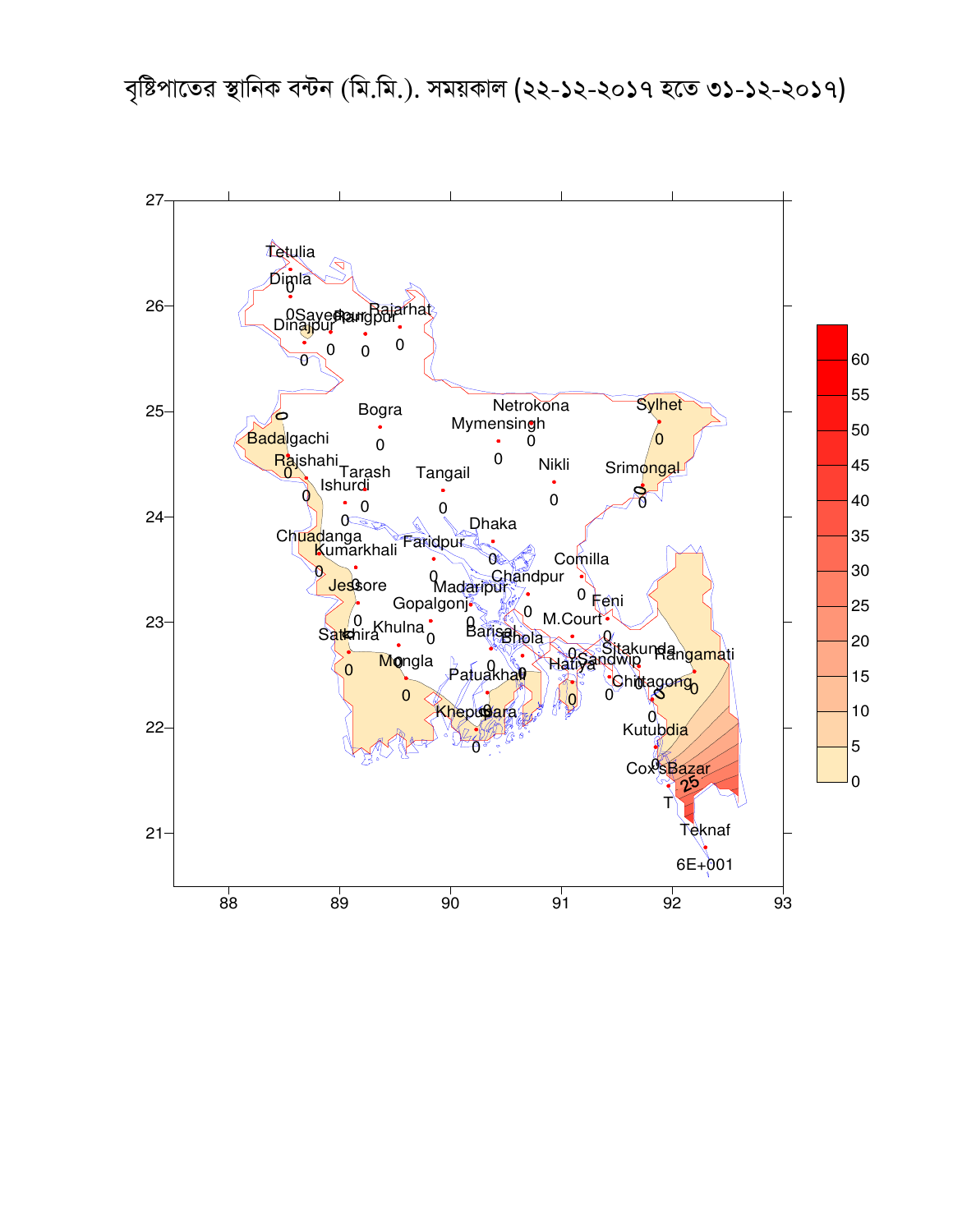# বৃষ্টিপাতের স্থানিক বন্টন (মি.মি.). সময়কাল (২২-১২-২০১৭ হতে ৩১-১২-২০১৭)

27
26
25
24
23
22
21

88
89
90
91
92
93

0
5
10
15
20
25
30
35
40
45
50
55
60

Tetulia
Dimla
0
0Sayedpur
Rangpur
Rajarhat
Dinajpur
0
0
0
0
Bogra
0
Netrokona
Mymensingh
0
0
Sylhet
0
0
Badalgachi
Rajshahi
0
0
Tarash
Ishurdi
0
0
Tangail
0
Nikli
0
Srimongal
0
0
Dhaka
0
Chuadanga
Kumarkhali
0
0
Faridpur
0
Comilla
0
Chandpur
Madaripur
0
Jessore
0
Gopalgonj
0
Feni
0
M.Court
0
Satkhira
0
Khulna
0
Barisal
Bhola
0
0
Sitakunda
Sandwip
Hatiya
0
Rangamati
0
Mongla
0
Patuakhali
0
Chittagong
0
0
0
Khepupara
0
0
Kutubdia
0
Cox'sBazar
25
T
Teknaf
6E+001